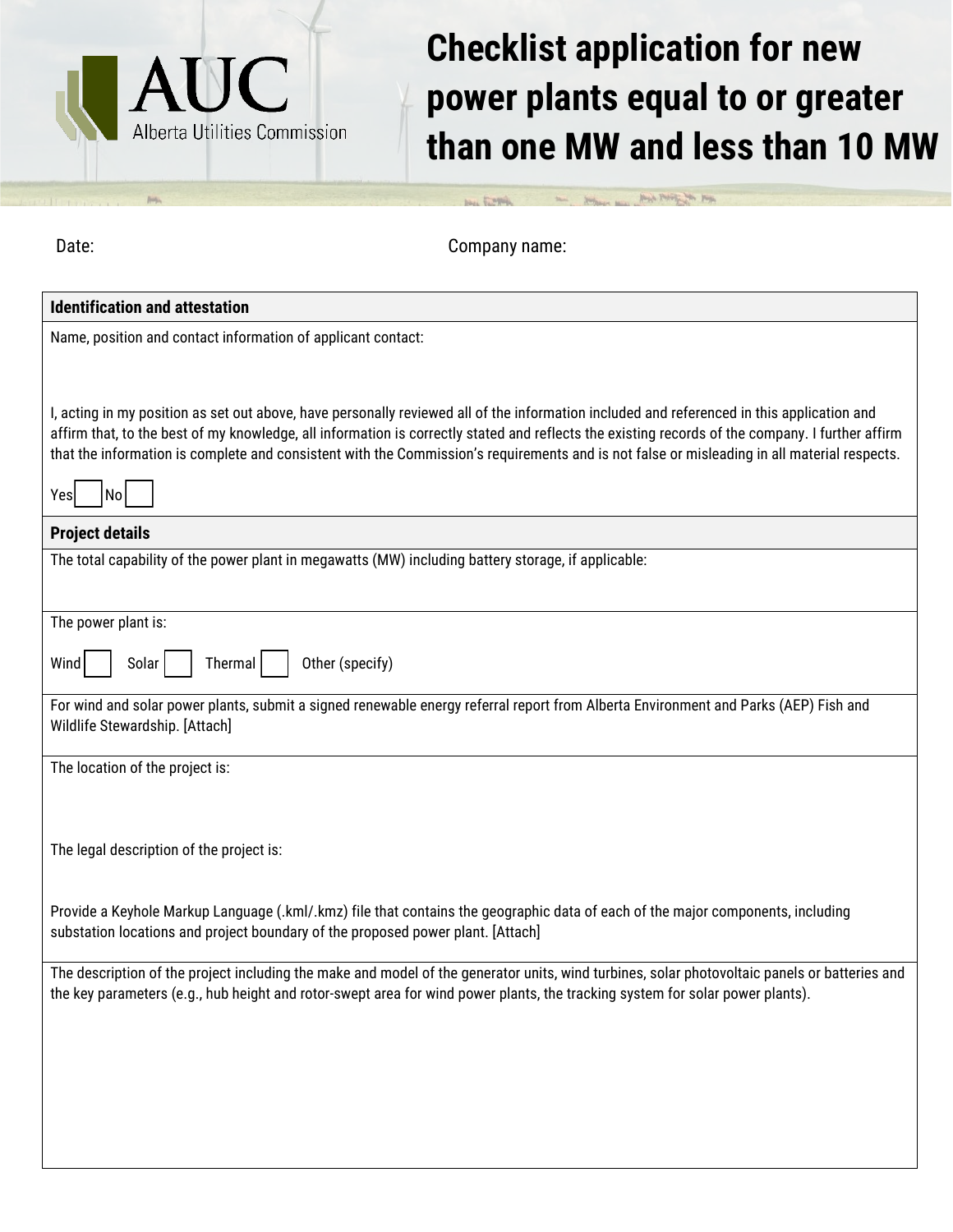AUC
Alberta Utilities Commission

# Checklist application for new power plants equal to or greater than one MW and less than 10 MW

Date:

Company name:

## Identification and attestation

Name, position and contact information of applicant contact:

I, acting in my position as set out above, have personally reviewed all of the information included and referenced in this application and affirm that, to the best of my knowledge, all information is correctly stated and reflects the existing records of the company. I further affirm that the information is complete and consistent with the Commission's requirements and is not false or misleading in all material respects.

Yes ☐ No ☐

## Project details

The total capability of the power plant in megawatts (MW) including battery storage, if applicable:

The power plant is:

Wind ☐ Solar ☐ Thermal ☐ Other (specify)

For wind and solar power plants, submit a signed renewable energy referral report from Alberta Environment and Parks (AEP) Fish and Wildlife Stewardship. [Attach]

The location of the project is:

The legal description of the project is:

Provide a Keyhole Markup Language (.kml/.kmz) file that contains the geographic data of each of the major components, including substation locations and project boundary of the proposed power plant. [Attach]

The description of the project including the make and model of the generator units, wind turbines, solar photovoltaic panels or batteries and the key parameters (e.g., hub height and rotor-swept area for wind power plants, the tracking system for solar power plants).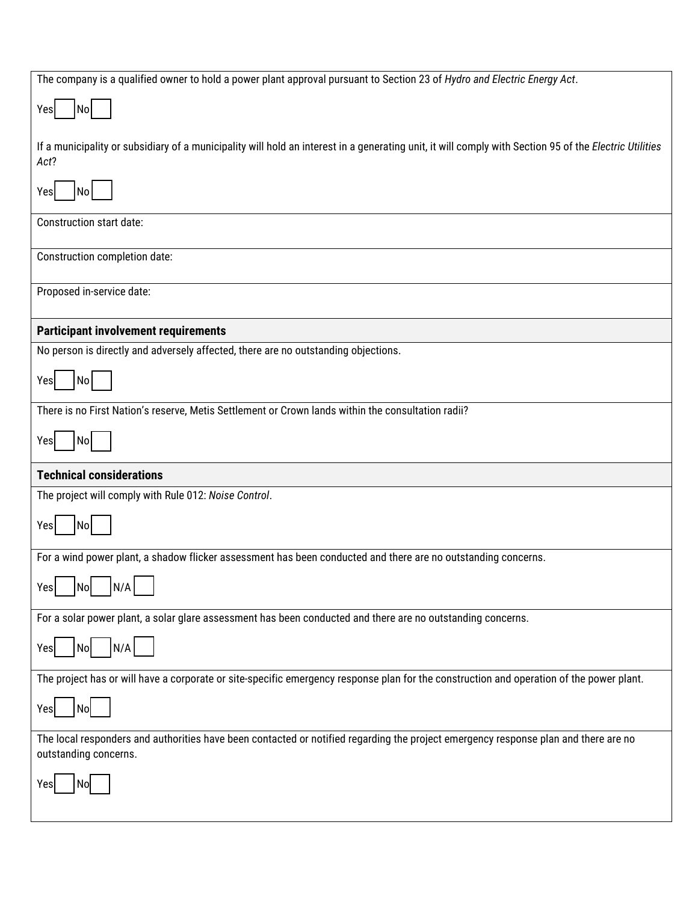The company is a qualified owner to hold a power plant approval pursuant to Section 23 of *Hydro and Electric Energy Act*.

Yes ☐ No ☐

If a municipality or subsidiary of a municipality will hold an interest in a generating unit, it will comply with Section 95 of the *Electric Utilities Act*?

Yes ☐ No ☐

Construction start date:

Construction completion date:

Proposed in-service date:

**Participant involvement requirements**

No person is directly and adversely affected, there are no outstanding objections.

Yes ☐ No ☐

There is no First Nation's reserve, Metis Settlement or Crown lands within the consultation radii?

Yes ☐ No ☐

**Technical considerations**

The project will comply with Rule 012: *Noise Control*.

Yes ☐ No ☐

For a wind power plant, a shadow flicker assessment has been conducted and there are no outstanding concerns.

Yes ☐ No ☐ N/A ☐

For a solar power plant, a solar glare assessment has been conducted and there are no outstanding concerns.

Yes ☐ No ☐ N/A ☐

The project has or will have a corporate or site-specific emergency response plan for the construction and operation of the power plant.

Yes ☐ No ☐

The local responders and authorities have been contacted or notified regarding the project emergency response plan and there are no outstanding concerns.

Yes ☐ No ☐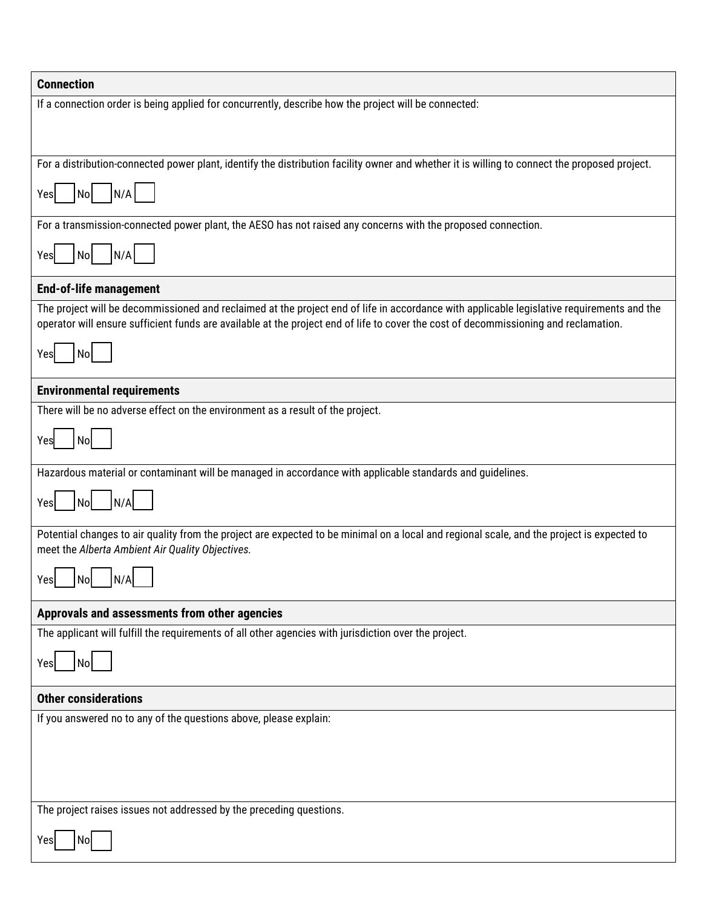## Connection

If a connection order is being applied for concurrently, describe how the project will be connected:

For a distribution-connected power plant, identify the distribution facility owner and whether it is willing to connect the proposed project.

Yes ☐ No ☐ N/A ☐

For a transmission-connected power plant, the AESO has not raised any concerns with the proposed connection.

Yes ☐ No ☐ N/A ☐

## End-of-life management

The project will be decommissioned and reclaimed at the project end of life in accordance with applicable legislative requirements and the operator will ensure sufficient funds are available at the project end of life to cover the cost of decommissioning and reclamation.

Yes ☐ No ☐

## Environmental requirements

There will be no adverse effect on the environment as a result of the project.

Yes ☐ No ☐

Hazardous material or contaminant will be managed in accordance with applicable standards and guidelines.

Yes ☐ No ☐ N/A ☐

Potential changes to air quality from the project are expected to be minimal on a local and regional scale, and the project is expected to meet the *Alberta Ambient Air Quality Objectives*.

Yes ☐ No ☐ N/A ☐

## Approvals and assessments from other agencies

The applicant will fulfill the requirements of all other agencies with jurisdiction over the project.

Yes ☐ No ☐

## Other considerations

If you answered no to any of the questions above, please explain:

The project raises issues not addressed by the preceding questions.

Yes ☐ No ☐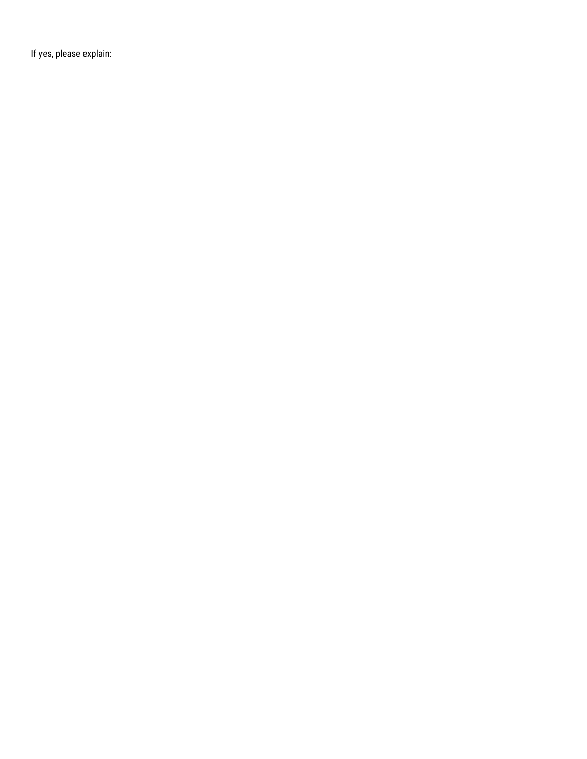If yes, please explain: